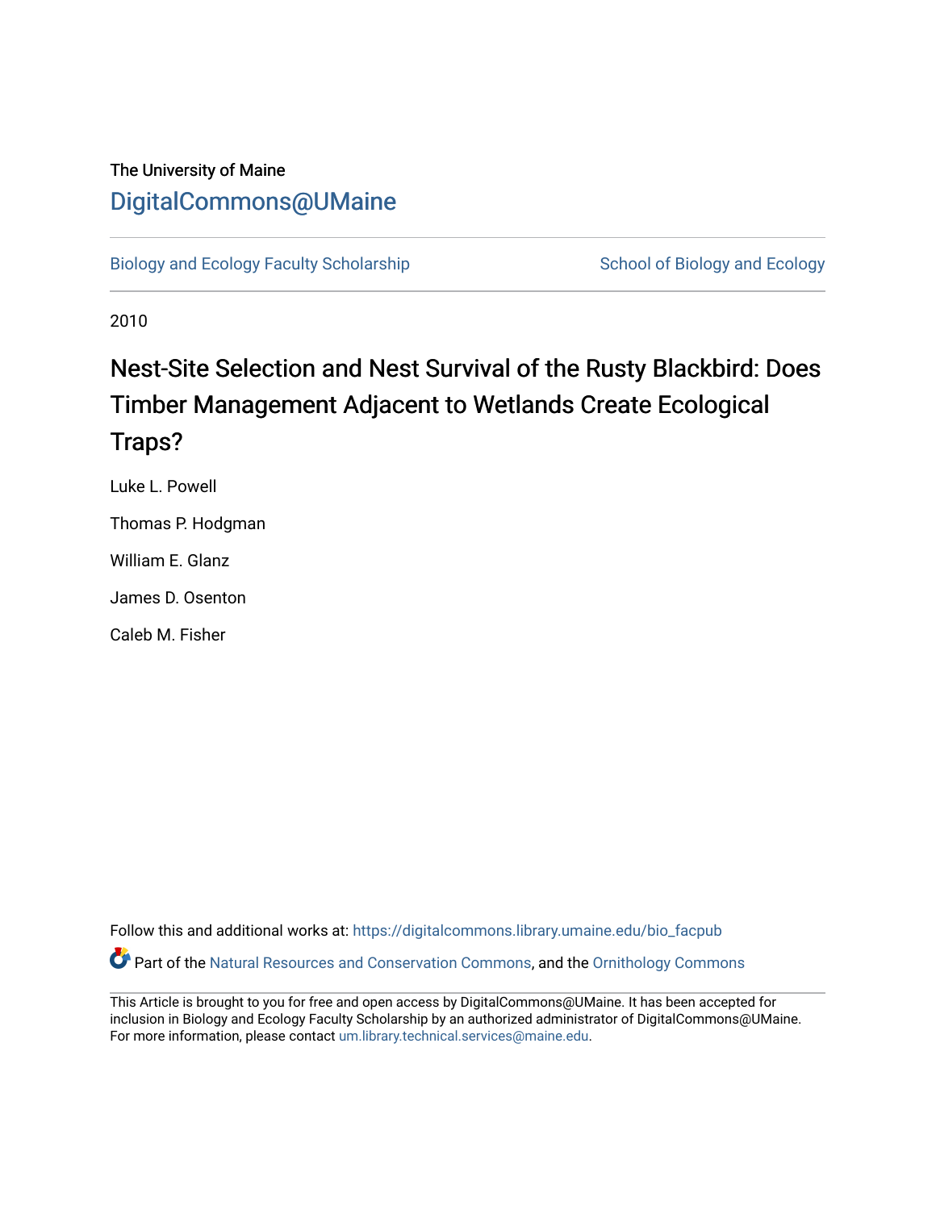The University of Maine

DigitalCommons@UMaine

Biology and Ecology Faculty Scholarship

School of Biology and Ecology

2010

# Nest-Site Selection and Nest Survival of the Rusty Blackbird: Does Timber Management Adjacent to Wetlands Create Ecological Traps?

Luke L. Powell

Thomas P. Hodgman

William E. Glanz

James D. Osenton

Caleb M. Fisher

Follow this and additional works at: https://digitalcommons.library.umaine.edu/bio_facpub

Part of the Natural Resources and Conservation Commons, and the Ornithology Commons

This Article is brought to you for free and open access by DigitalCommons@UMaine. It has been accepted for inclusion in Biology and Ecology Faculty Scholarship by an authorized administrator of DigitalCommons@UMaine. For more information, please contact um.library.technical.services@maine.edu.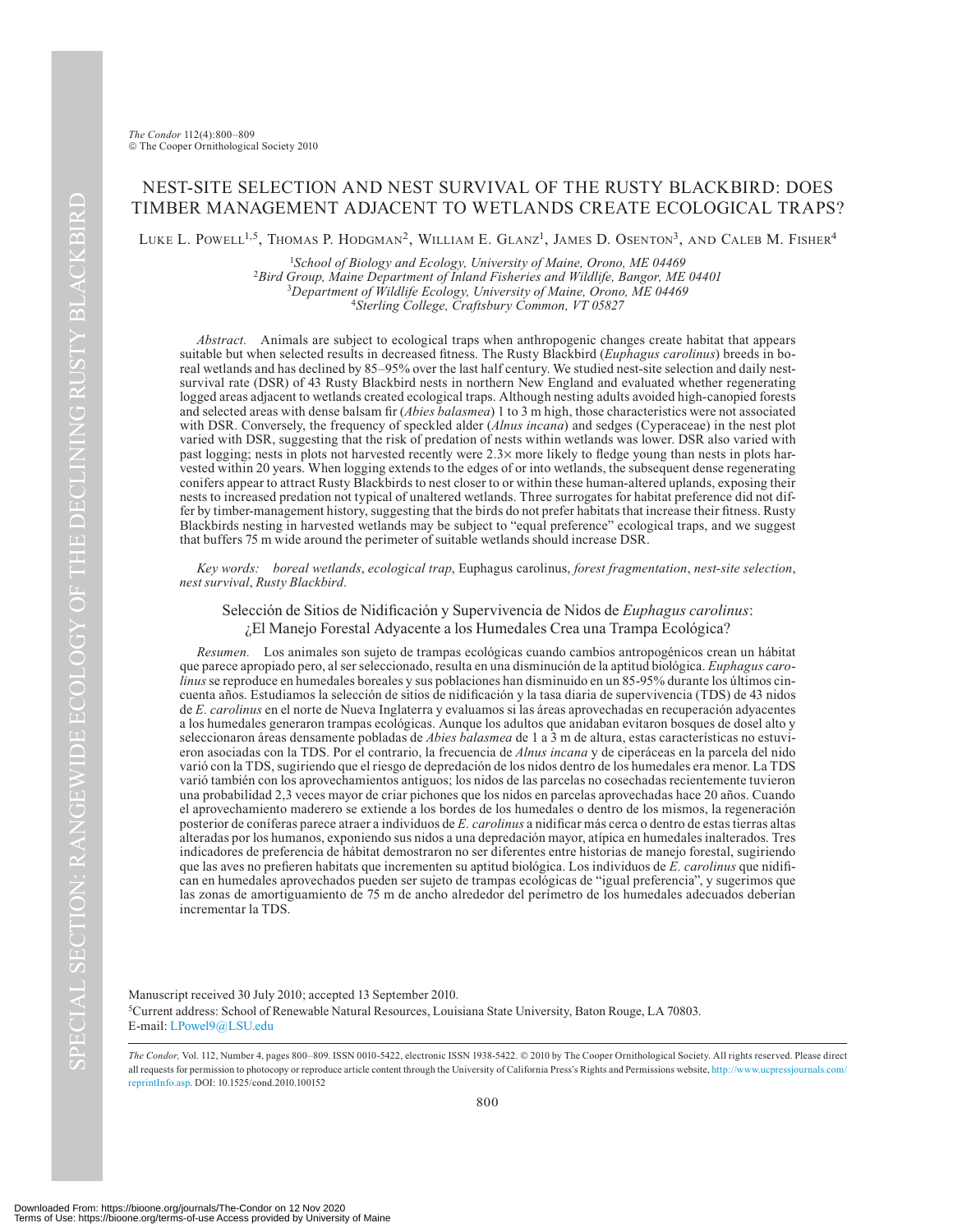# NEST-SITE SELECTION AND NEST SURVIVAL OF THE RUSTY BLACKBIRD: DOES TIMBER MANAGEMENT ADJACENT TO WETLANDS CREATE ECOLOGICAL TRAPS?

Luke L. Powell[1,5], Thomas P. Hodgman[2], William E. Glanz[1], James D. Osenton[3], and Caleb M. Fisher[4]

[1]*School of Biology and Ecology, University of Maine, Orono, ME 04469*
[2]*Bird Group, Maine Department of Inland Fisheries and Wildlife, Bangor, ME 04401*
[3]*Department of Wildlife Ecology, University of Maine, Orono, ME 04469*
[4]*Sterling College, Craftsbury Common, VT 05827*

*Abstract.* Animals are subject to ecological traps when anthropogenic changes create habitat that appears suitable but when selected results in decreased fitness. The Rusty Blackbird (*Euphagus carolinus*) breeds in boreal wetlands and has declined by 85–95% over the last half century. We studied nest-site selection and daily nest-survival rate (DSR) of 43 Rusty Blackbird nests in northern New England and evaluated whether regenerating logged areas adjacent to wetlands created ecological traps. Although nesting adults avoided high-canopied forests and selected areas with dense balsam fir (*Abies balasmea*) 1 to 3 m high, those characteristics were not associated with DSR. Conversely, the frequency of speckled alder (*Alnus incana*) and sedges (Cyperaceae) in the nest plot varied with DSR, suggesting that the risk of predation of nests within wetlands was lower. DSR also varied with past logging; nests in plots not harvested recently were 2.3× more likely to fledge young than nests in plots harvested within 20 years. When logging extends to the edges of or into wetlands, the subsequent dense regenerating conifers appear to attract Rusty Blackbirds to nest closer to or within these human-altered uplands, exposing their nests to increased predation not typical of unaltered wetlands. Three surrogates for habitat preference did not differ by timber-management history, suggesting that the birds do not prefer habitats that increase their fitness. Rusty Blackbirds nesting in harvested wetlands may be subject to "equal preference" ecological traps, and we suggest that buffers 75 m wide around the perimeter of suitable wetlands should increase DSR.

*Key words:* *boreal wetlands*, *ecological trap*, Euphagus carolinus, *forest fragmentation*, *nest-site selection*, *nest survival*, *Rusty Blackbird*.

## Selección de Sitios de Nidificación y Supervivencia de Nidos de *Euphagus carolinus*: ¿El Manejo Forestal Adyacente a los Humedales Crea una Trampa Ecológica?

*Resumen.* Los animales son sujeto de trampas ecológicas cuando cambios antropogénicos crean un hábitat que parece apropiado pero, al ser seleccionado, resulta en una disminución de la aptitud biológica. *Euphagus carolinus* se reproduce en humedales boreales y sus poblaciones han disminuido en un 85-95% durante los últimos cincuenta años. Estudiamos la selección de sitios de nidificación y la tasa diaria de supervivencia (TDS) de 43 nidos de *E. carolinus* en el norte de Nueva Inglaterra y evaluamos si las áreas aprovechadas en recuperación adyacentes a los humedales generaron trampas ecológicas. Aunque los adultos que anidaban evitaron bosques de dosel alto y seleccionaron áreas densamente pobladas de *Abies balasmea* de 1 a 3 m de altura, estas características no estuvieron asociadas con la TDS. Por el contrario, la frecuencia de *Alnus incana* y de ciperáceas en la parcela del nido varió con la TDS, sugiriendo que el riesgo de depredación de los nidos dentro de los humedales era menor. La TDS varió también con los aprovechamientos antiguos; los nidos de las parcelas no cosechadas recientemente tuvieron una probabilidad 2,3 veces mayor de criar pichones que los nidos en parcelas aprovechadas hace 20 años. Cuando el aprovechamiento maderero se extiende a los bordes de los humedales o dentro de los mismos, la regeneración posterior de coníferas parece atraer a individuos de *E. carolinus* a nidificar más cerca o dentro de estas tierras altas alteradas por los humanos, exponiendo sus nidos a una depredación mayor, atípica en humedales inalterados. Tres indicadores de preferencia de hábitat demostraron no ser diferentes entre historias de manejo forestal, sugiriendo que las aves no prefieren habitats que incrementen su aptitud biológica. Los individuos de *E. carolinus* que nidifican en humedales aprovechados pueden ser sujeto de trampas ecológicas de "igual preferencia", y sugerimos que las zonas de amortiguamiento de 75 m de ancho alrededor del perímetro de los humedales adecuados deberían incrementar la TDS.

Manuscript received 30 July 2010; accepted 13 September 2010.
[5]Current address: School of Renewable Natural Resources, Louisiana State University, Baton Rouge, LA 70803. E-mail: LPowel9@LSU.edu

*The Condor*, Vol. 112, Number 4, pages 800–809. ISSN 0010-5422, electronic ISSN 1938-5422. © 2010 by The Cooper Ornithological Society. All rights reserved. Please direct all requests for permission to photocopy or reproduce article content through the University of California Press's Rights and Permissions website, http://www.ucpressjournals.com/reprintInfo.asp. DOI: 10.1525/cond.2010.100152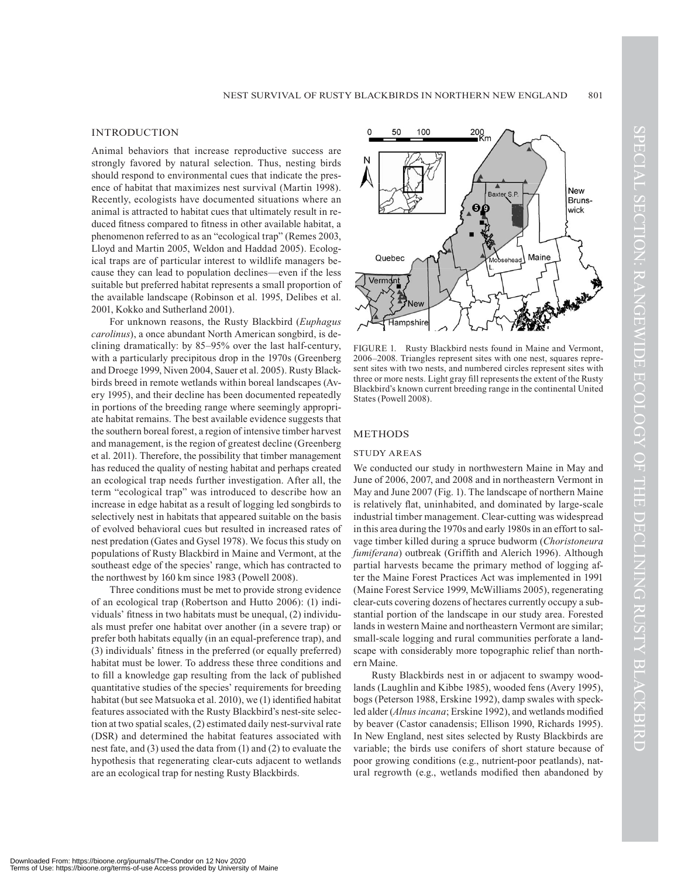## INTRODUCTION

Animal behaviors that increase reproductive success are strongly favored by natural selection. Thus, nesting birds should respond to environmental cues that indicate the presence of habitat that maximizes nest survival (Martin 1998). Recently, ecologists have documented situations where an animal is attracted to habitat cues that ultimately result in reduced fitness compared to fitness in other available habitat, a phenomenon referred to as an "ecological trap" (Remes 2003, Lloyd and Martin 2005, Weldon and Haddad 2005). Ecological traps are of particular interest to wildlife managers because they can lead to population declines—even if the less suitable but preferred habitat represents a small proportion of the available landscape (Robinson et al. 1995, Delibes et al. 2001, Kokko and Sutherland 2001).

For unknown reasons, the Rusty Blackbird (*Euphagus carolinus*), a once abundant North American songbird, is declining dramatically: by 85–95% over the last half-century, with a particularly precipitous drop in the 1970s (Greenberg and Droege 1999, Niven 2004, Sauer et al. 2005). Rusty Blackbirds breed in remote wetlands within boreal landscapes (Avery 1995), and their decline has been documented repeatedly in portions of the breeding range where seemingly appropriate habitat remains. The best available evidence suggests that the southern boreal forest, a region of intensive timber harvest and management, is the region of greatest decline (Greenberg et al. 2011). Therefore, the possibility that timber management has reduced the quality of nesting habitat and perhaps created an ecological trap needs further investigation. After all, the term "ecological trap" was introduced to describe how an increase in edge habitat as a result of logging led songbirds to selectively nest in habitats that appeared suitable on the basis of evolved behavioral cues but resulted in increased rates of nest predation (Gates and Gysel 1978). We focus this study on populations of Rusty Blackbird in Maine and Vermont, at the southeast edge of the species' range, which has contracted to the northwest by 160 km since 1983 (Powell 2008).

Three conditions must be met to provide strong evidence of an ecological trap (Robertson and Hutto 2006): (1) individuals' fitness in two habitats must be unequal, (2) individuals must prefer one habitat over another (in a severe trap) or prefer both habitats equally (in an equal-preference trap), and (3) individuals' fitness in the preferred (or equally preferred) habitat must be lower. To address these three conditions and to fill a knowledge gap resulting from the lack of published quantitative studies of the species' requirements for breeding habitat (but see Matsuoka et al. 2010), we (1) identified habitat features associated with the Rusty Blackbird's nest-site selection at two spatial scales, (2) estimated daily nest-survival rate (DSR) and determined the habitat features associated with nest fate, and (3) used the data from (1) and (2) to evaluate the hypothesis that regenerating clear-cuts adjacent to wetlands are an ecological trap for nesting Rusty Blackbirds.

FIGURE 1. Rusty Blackbird nests found in Maine and Vermont, 2006–2008. Triangles represent sites with one nest, squares represent sites with two nests, and numbered circles represent sites with three or more nests. Light gray fill represents the extent of the Rusty Blackbird's known current breeding range in the continental United States (Powell 2008).

## METHODS

### STUDY AREAS

We conducted our study in northwestern Maine in May and June of 2006, 2007, and 2008 and in northeastern Vermont in May and June 2007 (Fig. 1). The landscape of northern Maine is relatively flat, uninhabited, and dominated by large-scale industrial timber management. Clear-cutting was widespread in this area during the 1970s and early 1980s in an effort to salvage timber killed during a spruce budworm (*Choristoneura fumiferana*) outbreak (Griffith and Alerich 1996). Although partial harvests became the primary method of logging after the Maine Forest Practices Act was implemented in 1991 (Maine Forest Service 1999, McWilliams 2005), regenerating clear-cuts covering dozens of hectares currently occupy a substantial portion of the landscape in our study area. Forested lands in western Maine and northeastern Vermont are similar; small-scale logging and rural communities perforate a landscape with considerably more topographic relief than northern Maine.

Rusty Blackbirds nest in or adjacent to swampy woodlands (Laughlin and Kibbe 1985), wooded fens (Avery 1995), bogs (Peterson 1988, Erskine 1992), damp swales with speckled alder (*Alnus incana*; Erskine 1992), and wetlands modified by beaver (Castor canadensis; Ellison 1990, Richards 1995). In New England, nest sites selected by Rusty Blackbirds are variable; the birds use conifers of short stature because of poor growing conditions (e.g., nutrient-poor peatlands), natural regrowth (e.g., wetlands modified then abandoned by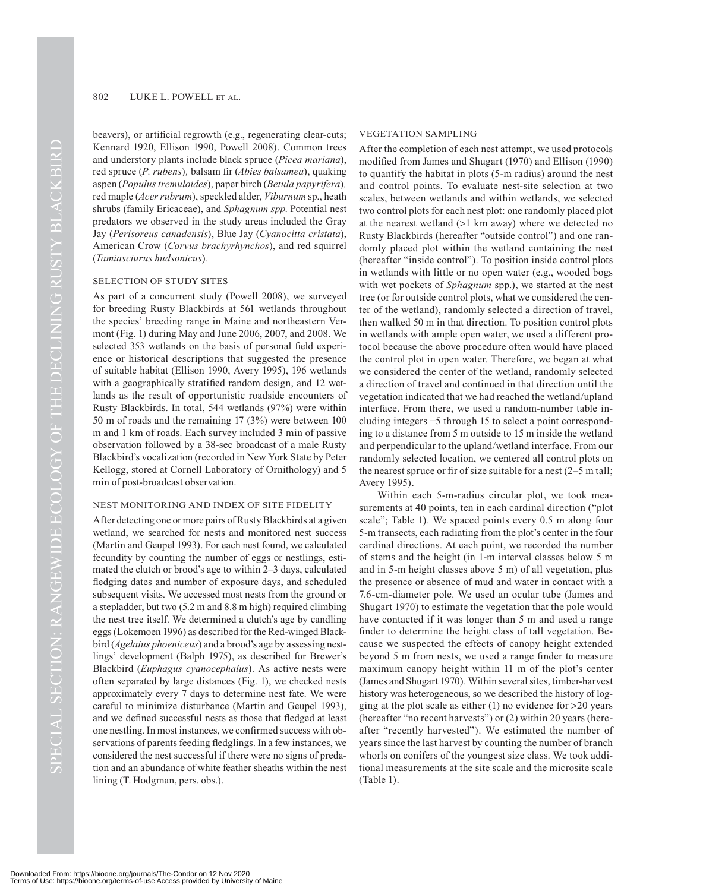beavers), or artificial regrowth (e.g., regenerating clear-cuts; Kennard 1920, Ellison 1990, Powell 2008). Common trees and understory plants include black spruce (*Picea mariana*), red spruce (*P. rubens*), balsam fir (*Abies balsamea*), quaking aspen (*Populus tremuloides*), paper birch (*Betula papyrifera*), red maple (*Acer rubrum*), speckled alder, *Viburnum* sp., heath shrubs (family Ericaceae), and *Sphagnum spp.* Potential nest predators we observed in the study areas included the Gray Jay (*Perisoreus canadensis*), Blue Jay (*Cyanocitta cristata*), American Crow (*Corvus brachyrhynchos*), and red squirrel (*Tamiasciurus hudsonicus*).

## SELECTION OF STUDY SITES

As part of a concurrent study (Powell 2008), we surveyed for breeding Rusty Blackbirds at 561 wetlands throughout the species' breeding range in Maine and northeastern Vermont (Fig. 1) during May and June 2006, 2007, and 2008. We selected 353 wetlands on the basis of personal field experience or historical descriptions that suggested the presence of suitable habitat (Ellison 1990, Avery 1995), 196 wetlands with a geographically stratified random design, and 12 wetlands as the result of opportunistic roadside encounters of Rusty Blackbirds. In total, 544 wetlands (97%) were within 50 m of roads and the remaining 17 (3%) were between 100 m and 1 km of roads. Each survey included 3 min of passive observation followed by a 38-sec broadcast of a male Rusty Blackbird's vocalization (recorded in New York State by Peter Kellogg, stored at Cornell Laboratory of Ornithology) and 5 min of post-broadcast observation.

## NEST MONITORING AND INDEX OF SITE FIDELITY

After detecting one or more pairs of Rusty Blackbirds at a given wetland, we searched for nests and monitored nest success (Martin and Geupel 1993). For each nest found, we calculated fecundity by counting the number of eggs or nestlings, estimated the clutch or brood's age to within 2–3 days, calculated fledging dates and number of exposure days, and scheduled subsequent visits. We accessed most nests from the ground or a stepladder, but two (5.2 m and 8.8 m high) required climbing the nest tree itself. We determined a clutch's age by candling eggs (Lokemoen 1996) as described for the Red-winged Blackbird (*Agelaius phoeniceus*) and a brood's age by assessing nestlings' development (Balph 1975), as described for Brewer's Blackbird (*Euphagus cyanocephalus*). As active nests were often separated by large distances (Fig. 1), we checked nests approximately every 7 days to determine nest fate. We were careful to minimize disturbance (Martin and Geupel 1993), and we defined successful nests as those that fledged at least one nestling. In most instances, we confirmed success with observations of parents feeding fledglings. In a few instances, we considered the nest successful if there were no signs of predation and an abundance of white feather sheaths within the nest lining (T. Hodgman, pers. obs.).

## VEGETATION SAMPLING

After the completion of each nest attempt, we used protocols modified from James and Shugart (1970) and Ellison (1990) to quantify the habitat in plots (5-m radius) around the nest and control points. To evaluate nest-site selection at two scales, between wetlands and within wetlands, we selected two control plots for each nest plot: one randomly placed plot at the nearest wetland (>1 km away) where we detected no Rusty Blackbirds (hereafter "outside control") and one randomly placed plot within the wetland containing the nest (hereafter "inside control"). To position inside control plots in wetlands with little or no open water (e.g., wooded bogs with wet pockets of *Sphagnum* spp.), we started at the nest tree (or for outside control plots, what we considered the center of the wetland), randomly selected a direction of travel, then walked 50 m in that direction. To position control plots in wetlands with ample open water, we used a different protocol because the above procedure often would have placed the control plot in open water. Therefore, we began at what we considered the center of the wetland, randomly selected a direction of travel and continued in that direction until the vegetation indicated that we had reached the wetland/upland interface. From there, we used a random-number table including integers −5 through 15 to select a point corresponding to a distance from 5 m outside to 15 m inside the wetland and perpendicular to the upland/wetland interface. From our randomly selected location, we centered all control plots on the nearest spruce or fir of size suitable for a nest (2–5 m tall; Avery 1995).

Within each 5-m-radius circular plot, we took measurements at 40 points, ten in each cardinal direction ("plot scale"; Table 1). We spaced points every 0.5 m along four 5-m transects, each radiating from the plot's center in the four cardinal directions. At each point, we recorded the number of stems and the height (in 1-m interval classes below 5 m and in 5-m height classes above 5 m) of all vegetation, plus the presence or absence of mud and water in contact with a 7.6-cm-diameter pole. We used an ocular tube (James and Shugart 1970) to estimate the vegetation that the pole would have contacted if it was longer than 5 m and used a range finder to determine the height class of tall vegetation. Because we suspected the effects of canopy height extended beyond 5 m from nests, we used a range finder to measure maximum canopy height within 11 m of the plot's center (James and Shugart 1970). Within several sites, timber-harvest history was heterogeneous, so we described the history of logging at the plot scale as either (1) no evidence for >20 years (hereafter "no recent harvests") or (2) within 20 years (hereafter "recently harvested"). We estimated the number of years since the last harvest by counting the number of branch whorls on conifers of the youngest size class. We took additional measurements at the site scale and the microsite scale (Table 1).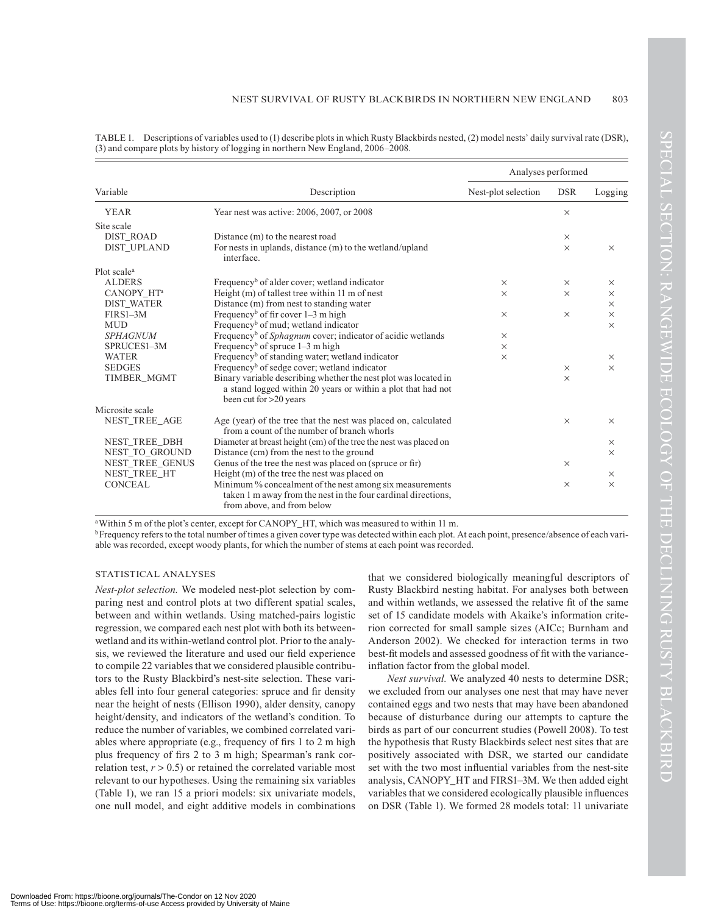TABLE 1. Descriptions of variables used to (1) describe plots in which Rusty Blackbirds nested, (2) model nests' daily survival rate (DSR), (3) and compare plots by history of logging in northern New England, 2006–2008.

| Variable | Description | Analyses performed | | |
|---|---|---|---|---|
| | | Nest-plot selection | DSR | Logging |
| YEAR | Year nest was active: 2006, 2007, or 2008 | | × | |
| Site scale | | | | |
| DIST_ROAD | Distance (m) to the nearest road | | × | |
| DIST_UPLAND | For nests in uplands, distance (m) to the wetland/upland interface. | | × | × |
| Plot scale[a] | | | | |
| ALDERS | Frequency[b] of alder cover; wetland indicator | × | × | × |
| CANOPY_HT[a] | Height (m) of tallest tree within 11 m of nest | × | × | × |
| DIST_WATER | Distance (m) from nest to standing water | | | × |
| FIRS1–3M | Frequency[b] of fir cover 1–3 m high | × | × | × |
| MUD | Frequency[b] of mud; wetland indicator | | | × |
| *SPHAGNUM* | Frequency[b] of *Sphagnum* cover; indicator of acidic wetlands | × | | |
| SPRUCES1–3M | Frequency[b] of spruce 1–3 m high | × | | |
| WATER | Frequency[b] of standing water; wetland indicator | × | | × |
| SEDGES | Frequency[b] of sedge cover; wetland indicator | | × | × |
| TIMBER_MGMT | Binary variable describing whether the nest plot was located in a stand logged within 20 years or within a plot that had not been cut for >20 years | | × | |
| Microsite scale | | | | |
| NEST_TREE_AGE | Age (year) of the tree that the nest was placed on, calculated from a count of the number of branch whorls | | × | × |
| NEST_TREE_DBH | Diameter at breast height (cm) of the tree the nest was placed on | | | × |
| NEST_TO_GROUND | Distance (cm) from the nest to the ground | | | × |
| NEST_TREE_GENUS | Genus of the tree the nest was placed on (spruce or fir) | | × | |
| NEST_TREE_HT | Height (m) of the tree the nest was placed on | | | × |
| CONCEAL | Minimum % concealment of the nest among six measurements taken 1 m away from the nest in the four cardinal directions, from above, and from below | | × | × |

[a] Within 5 m of the plot's center, except for CANOPY_HT, which was measured to within 11 m.
[b] Frequency refers to the total number of times a given cover type was detected within each plot. At each point, presence/absence of each variable was recorded, except woody plants, for which the number of stems at each point was recorded.

### STATISTICAL ANALYSES

*Nest-plot selection.* We modeled nest-plot selection by comparing nest and control plots at two different spatial scales, between and within wetlands. Using matched-pairs logistic regression, we compared each nest plot with both its between-wetland and its within-wetland control plot. Prior to the analysis, we reviewed the literature and used our field experience to compile 22 variables that we considered plausible contributors to the Rusty Blackbird's nest-site selection. These variables fell into four general categories: spruce and fir density near the height of nests (Ellison 1990), alder density, canopy height/density, and indicators of the wetland's condition. To reduce the number of variables, we combined correlated variables where appropriate (e.g., frequency of firs 1 to 2 m high plus frequency of firs 2 to 3 m high; Spearman's rank correlation test, $r > 0.5$) or retained the correlated variable most relevant to our hypotheses. Using the remaining six variables (Table 1), we ran 15 a priori models: six univariate models, one null model, and eight additive models in combinations that we considered biologically meaningful descriptors of Rusty Blackbird nesting habitat. For analyses both between and within wetlands, we assessed the relative fit of the same set of 15 candidate models with Akaike's information criterion corrected for small sample sizes (AICc; Burnham and Anderson 2002). We checked for interaction terms in two best-fit models and assessed goodness of fit with the variance-inflation factor from the global model.

*Nest survival.* We analyzed 40 nests to determine DSR; we excluded from our analyses one nest that may have never contained eggs and two nests that may have been abandoned because of disturbance during our attempts to capture the birds as part of our concurrent studies (Powell 2008). To test the hypothesis that Rusty Blackbirds select nest sites that are positively associated with DSR, we started our candidate set with the two most influential variables from the nest-site analysis, CANOPY_HT and FIRS1–3M. We then added eight variables that we considered ecologically plausible influences on DSR (Table 1). We formed 28 models total: 11 univariate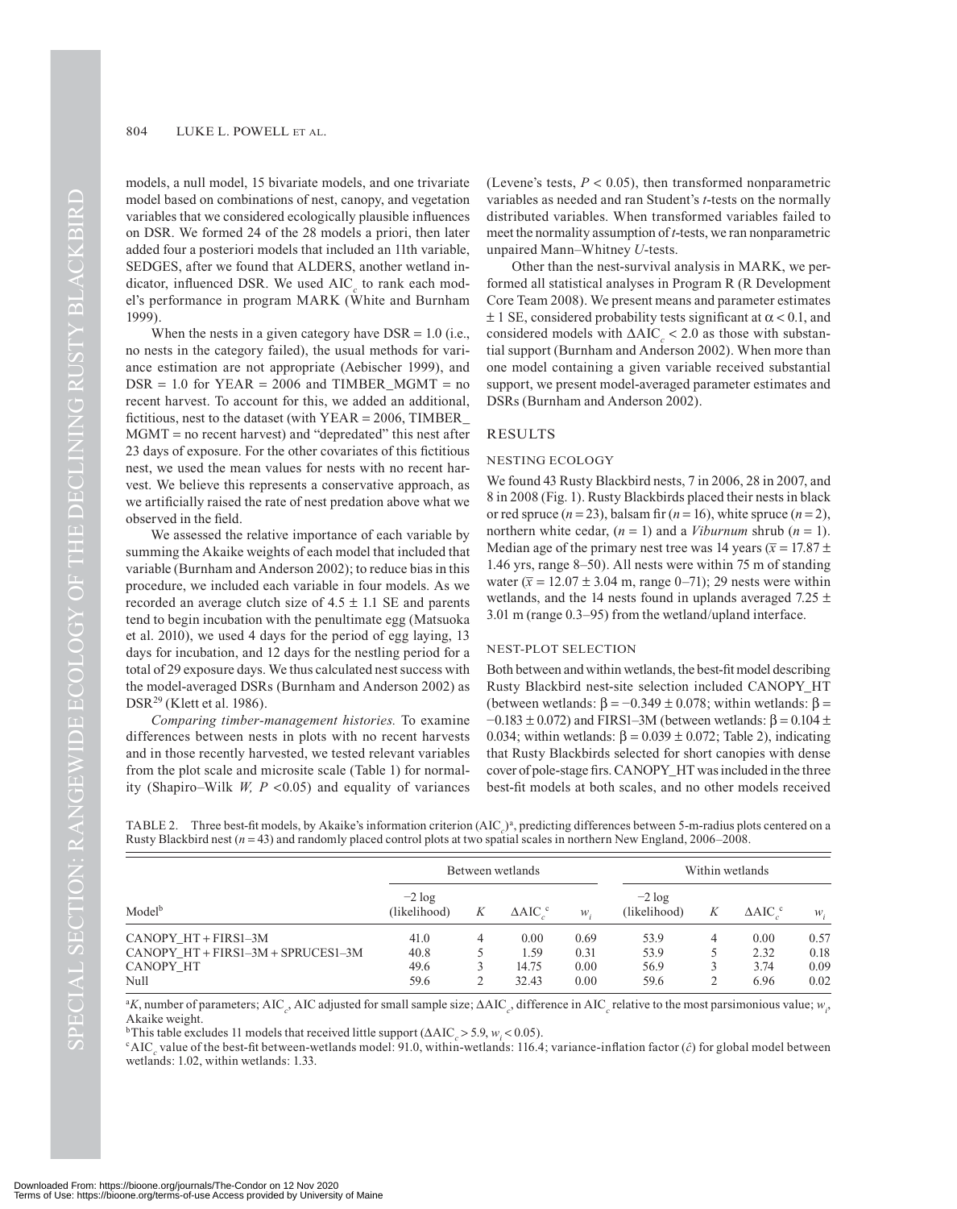models, a null model, 15 bivariate models, and one trivariate model based on combinations of nest, canopy, and vegetation variables that we considered ecologically plausible influences on DSR. We formed 24 of the 28 models a priori, then later added four a posteriori models that included an 11th variable, SEDGES, after we found that ALDERS, another wetland indicator, influenced DSR. We used $AIC_c$ to rank each model's performance in program MARK (White and Burnham 1999).

When the nests in a given category have DSR = 1.0 (i.e., no nests in the category failed), the usual methods for variance estimation are not appropriate (Aebischer 1999), and DSR = 1.0 for YEAR = 2006 and TIMBER_MGMT = no recent harvest. To account for this, we added an additional, fictitious, nest to the dataset (with YEAR = 2006, TIMBER_MGMT = no recent harvest) and "depredated" this nest after 23 days of exposure. For the other covariates of this fictitious nest, we used the mean values for nests with no recent harvest. We believe this represents a conservative approach, as we artificially raised the rate of nest predation above what we observed in the field.

We assessed the relative importance of each variable by summing the Akaike weights of each model that included that variable (Burnham and Anderson 2002); to reduce bias in this procedure, we included each variable in four models. As we recorded an average clutch size of 4.5 ± 1.1 SE and parents tend to begin incubation with the penultimate egg (Matsuoka et al. 2010), we used 4 days for the period of egg laying, 13 days for incubation, and 12 days for the nestling period for a total of 29 exposure days. We thus calculated nest success with the model-averaged DSRs (Burnham and Anderson 2002) as $DSR^{29}$ (Klett et al. 1986).

*Comparing timber-management histories.* To examine differences between nests in plots with no recent harvests and in those recently harvested, we tested relevant variables from the plot scale and microsite scale (Table 1) for normality (Shapiro–Wilk $W$, $P < 0.05$) and equality of variances (Levene's tests, $P < 0.05$), then transformed nonparametric variables as needed and ran Student's $t$-tests on the normally distributed variables. When transformed variables failed to meet the normality assumption of $t$-tests, we ran nonparametric unpaired Mann–Whitney $U$-tests.

Other than the nest-survival analysis in MARK, we performed all statistical analyses in Program R (R Development Core Team 2008). We present means and parameter estimates ± 1 SE, considered probability tests significant at $\alpha < 0.1$, and considered models with $\Delta AIC_c < 2.0$ as those with substantial support (Burnham and Anderson 2002). When more than one model containing a given variable received substantial support, we present model-averaged parameter estimates and DSRs (Burnham and Anderson 2002).

## RESULTS

### NESTING ECOLOGY

We found 43 Rusty Blackbird nests, 7 in 2006, 28 in 2007, and 8 in 2008 (Fig. 1). Rusty Blackbirds placed their nests in black or red spruce ($n = 23$), balsam fir ($n = 16$), white spruce ($n = 2$), northern white cedar, ($n = 1$) and a *Viburnum* shrub ($n = 1$). Median age of the primary nest tree was 14 years ($\bar{x} = 17.87 \pm 1.46$ yrs, range 8–50). All nests were within 75 m of standing water ($\bar{x} = 12.07 \pm 3.04$ m, range 0–71); 29 nests were within wetlands, and the 14 nests found in uplands averaged 7.25 ± 3.01 m (range 0.3–95) from the wetland/upland interface.

### NEST-PLOT SELECTION

Both between and within wetlands, the best-fit model describing Rusty Blackbird nest-site selection included CANOPY_HT (between wetlands: $\beta = -0.349 \pm 0.078$; within wetlands: $\beta = -0.183 \pm 0.072$) and FIRS1–3M (between wetlands: $\beta = 0.104 \pm 0.034$; within wetlands: $\beta = 0.039 \pm 0.072$; Table 2), indicating that Rusty Blackbirds selected for short canopies with dense cover of pole-stage firs. CANOPY_HT was included in the three best-fit models at both scales, and no other models received

TABLE 2. Three best-fit models, by Akaike's information criterion ($AIC_c$)[a], predicting differences between 5-m-radius plots centered on a Rusty Blackbird nest ($n = 43$) and randomly placed control plots at two spatial scales in northern New England, 2006–2008.

| Model[b] | Between wetlands | | | | Within wetlands | | | |
|---|---|---|---|---|---|---|---|---|
| | −2 log (likelihood) | $K$ | $\Delta AIC_c$[c] | $w_i$ | −2 log (likelihood) | $K$ | $\Delta AIC_c$[c] | $w_i$ |
| CANOPY_HT + FIRS1–3M | 41.0 | 4 | 0.00 | 0.69 | 53.9 | 4 | 0.00 | 0.57 |
| CANOPY_HT + FIRS1–3M + SPRUCES1–3M | 40.8 | 5 | 1.59 | 0.31 | 53.9 | 5 | 2.32 | 0.18 |
| CANOPY_HT | 49.6 | 3 | 14.75 | 0.00 | 56.9 | 3 | 3.74 | 0.09 |
| Null | 59.6 | 2 | 32.43 | 0.00 | 59.6 | 2 | 6.96 | 0.02 |

[a] $K$, number of parameters; $AIC_c$, AIC adjusted for small sample size; $\Delta AIC_c$, difference in $AIC_c$ relative to the most parsimonious value; $w_i$, Akaike weight.

[b] This table excludes 11 models that received little support ($\Delta AIC_c > 5.9$, $w_i < 0.05$).

[c] $AIC_c$ value of the best-fit between-wetlands model: 91.0, within-wetlands: 116.4; variance-inflation factor ($\hat{c}$) for global model between wetlands: 1.02, within wetlands: 1.33.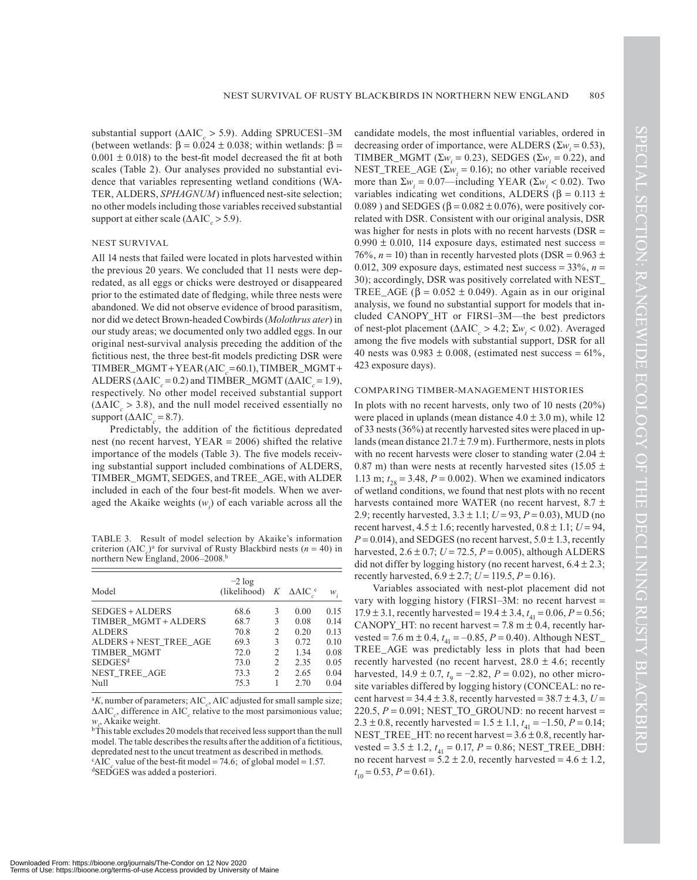substantial support ($\Delta AIC_c > 5.9$). Adding SPRUCES1–3M (between wetlands: $\beta = 0.024 \pm 0.038$; within wetlands: $\beta = 0.001 \pm 0.018$) to the best-fit model decreased the fit at both scales (Table 2). Our analyses provided no substantial evidence that variables representing wetland conditions (WATER, ALDERS, *SPHAGNUM*) influenced nest-site selection; no other models including those variables received substantial support at either scale ($\Delta AIC_c > 5.9$).

## NEST SURVIVAL

All 14 nests that failed were located in plots harvested within the previous 20 years. We concluded that 11 nests were depredated, as all eggs or chicks were destroyed or disappeared prior to the estimated date of fledging, while three nests were abandoned. We did not observe evidence of brood parasitism, nor did we detect Brown-headed Cowbirds (*Molothrus ater*) in our study areas; we documented only two addled eggs. In our original nest-survival analysis preceding the addition of the fictitious nest, the three best-fit models predicting DSR were TIMBER_MGMT + YEAR ($AIC_c = 60.1$), TIMBER_MGMT + ALDERS ($\Delta AIC_c = 0.2$) and TIMBER_MGMT ($\Delta AIC_c = 1.9$), respectively. No other model received substantial support ($\Delta AIC_c > 3.8$), and the null model received essentially no support ($\Delta AIC_c = 8.7$).

Predictably, the addition of the fictitious depredated nest (no recent harvest, YEAR = 2006) shifted the relative importance of the models (Table 3). The five models receiving substantial support included combinations of ALDERS, TIMBER_MGMT, SEDGES, and TREE_AGE, with ALDER included in each of the four best-fit models. When we averaged the Akaike weights ($w_i$) of each variable across all the candidate models, the most influential variables, ordered in decreasing order of importance, were ALDERS ($\Sigma w_i = 0.53$), TIMBER_MGMT ($\Sigma w_i = 0.23$), SEDGES ($\Sigma w_i = 0.22$), and NEST_TREE_AGE ($\Sigma w_i = 0.16$); no other variable received more than $\Sigma w_i = 0.07$—including YEAR ($\Sigma w_i < 0.02$). Two variables indicating wet conditions, ALDERS ($\beta = 0.113 \pm 0.089$ ) and SEDGES ($\beta = 0.082 \pm 0.076$), were positively correlated with DSR. Consistent with our original analysis, DSR was higher for nests in plots with no recent harvests (DSR = $0.990 \pm 0.010$, 114 exposure days, estimated nest success = 76%, $n = 10$) than in recently harvested plots (DSR = $0.963 \pm 0.012$, 309 exposure days, estimated nest success = 33%, $n = 30$); accordingly, DSR was positively correlated with NEST_TREE_AGE ($\beta = 0.052 \pm 0.049$). Again as in our original analysis, we found no substantial support for models that included CANOPY_HT or FIRS1–3M—the best predictors of nest-plot placement ($\Delta AIC_c > 4.2$; $\Sigma w_i < 0.02$). Averaged among the five models with substantial support, DSR for all 40 nests was $0.983 \pm 0.008$, (estimated nest success = 61%, 423 exposure days).

TABLE 3. Result of model selection by Akaike's information criterion ($AIC_c$)[a] for survival of Rusty Blackbird nests ($n = 40$) in northern New England, 2006–2008.[b]

| Model | −2 log (likelihood) | $K$ | $\Delta AIC_c$[c] | $w_i$ |
|---|---|---|---|---|
| SEDGES + ALDERS | 68.6 | 3 | 0.00 | 0.15 |
| TIMBER_MGMT + ALDERS | 68.7 | 3 | 0.08 | 0.14 |
| ALDERS | 70.8 | 2 | 0.20 | 0.13 |
| ALDERS + NEST_TREE_AGE | 69.3 | 3 | 0.72 | 0.10 |
| TIMBER_MGMT | 72.0 | 2 | 1.34 | 0.08 |
| SEDGES[d] | 73.0 | 2 | 2.35 | 0.05 |
| NEST_TREE_AGE | 73.3 | 2 | 2.65 | 0.04 |
| Null | 75.3 | 1 | 2.70 | 0.04 |

[a]$K$, number of parameters; $AIC_c$, AIC adjusted for small sample size; $\Delta AIC_c$, difference in $AIC_c$ relative to the most parsimonious value; $w_i$, Akaike weight.
[b]This table excludes 20 models that received less support than the null model. The table describes the results after the addition of a fictitious, depredated nest to the uncut treatment as described in methods.
[c]$AIC_c$ value of the best-fit model = 74.6; of global model = 1.57.
[d]SEDGES was added a posteriori.

## COMPARING TIMBER-MANAGEMENT HISTORIES

In plots with no recent harvests, only two of 10 nests (20%) were placed in uplands (mean distance $4.0 \pm 3.0$ m), while 12 of 33 nests (36%) at recently harvested sites were placed in uplands (mean distance $21.7 \pm 7.9$ m). Furthermore, nests in plots with no recent harvests were closer to standing water ($2.04 \pm 0.87$ m) than were nests at recently harvested sites ($15.05 \pm 1.13$ m; $t_{28} = 3.48$, $P = 0.002$). When we examined indicators of wetland conditions, we found that nest plots with no recent harvests contained more WATER (no recent harvest, $8.7 \pm 2.9$; recently harvested, $3.3 \pm 1.1$; $U = 93$, $P = 0.03$), MUD (no recent harvest, $4.5 \pm 1.6$; recently harvested, $0.8 \pm 1.1$; $U = 94$, $P = 0.014$), and SEDGES (no recent harvest, $5.0 \pm 1.3$, recently harvested, $2.6 \pm 0.7$; $U = 72.5$, $P = 0.005$), although ALDERS did not differ by logging history (no recent harvest, $6.4 \pm 2.3$; recently harvested, $6.9 \pm 2.7$; $U = 119.5$, $P = 0.16$).

Variables associated with nest-plot placement did not vary with logging history (FIRS1–3M: no recent harvest = $17.9 \pm 3.1$, recently harvested = $19.4 \pm 3.4$, $t_{41} = 0.06$, $P = 0.56$; CANOPY_HT: no recent harvest = 7.8 m $\pm$ 0.4, recently harvested = 7.6 m $\pm$ 0.4, $t_{41} = -0.85$, $P = 0.40$). Although NEST_TREE_AGE was predictably less in plots that had been recently harvested (no recent harvest, $28.0 \pm 4.6$; recently harvested, $14.9 \pm 0.7$, $t_9 = -2.82$, $P = 0.02$), no other microsite variables differed by logging history (CONCEAL: no recent harvest = $34.4 \pm 3.8$, recently harvested = $38.7 \pm 4.3$, $U = 220.5$, $P = 0.091$; NEST_TO_GROUND: no recent harvest = $2.3 \pm 0.8$, recently harvested = $1.5 \pm 1.1$, $t_{41} = -1.50$, $P = 0.14$; NEST_TREE_HT: no recent harvest = $3.6 \pm 0.8$, recently harvested = $3.5 \pm 1.2$, $t_{41} = 0.17$, $P = 0.86$; NEST_TREE_DBH: no recent harvest = $5.2 \pm 2.0$, recently harvested = $4.6 \pm 1.2$, $t_{10} = 0.53$, $P = 0.61$).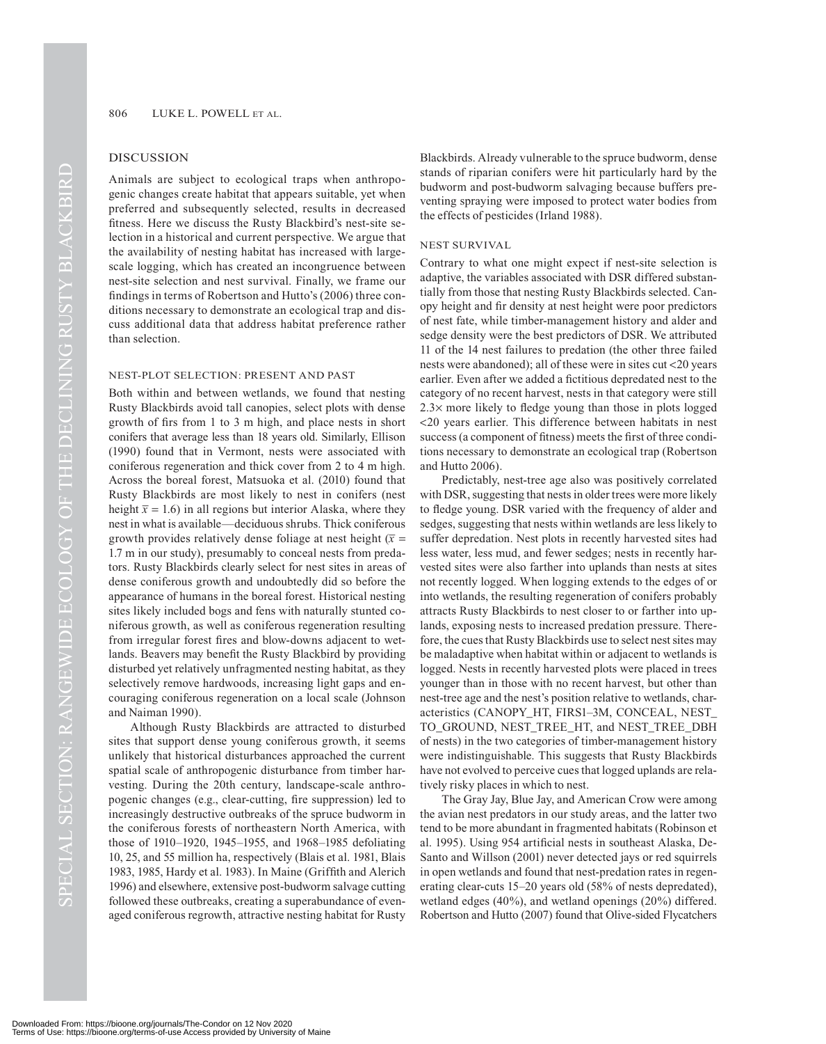## DISCUSSION

Animals are subject to ecological traps when anthropogenic changes create habitat that appears suitable, yet when preferred and subsequently selected, results in decreased fitness. Here we discuss the Rusty Blackbird's nest-site selection in a historical and current perspective. We argue that the availability of nesting habitat has increased with large-scale logging, which has created an incongruence between nest-site selection and nest survival. Finally, we frame our findings in terms of Robertson and Hutto's (2006) three conditions necessary to demonstrate an ecological trap and discuss additional data that address habitat preference rather than selection.

### NEST-PLOT SELECTION: PRESENT AND PAST

Both within and between wetlands, we found that nesting Rusty Blackbirds avoid tall canopies, select plots with dense growth of firs from 1 to 3 m high, and place nests in short conifers that average less than 18 years old. Similarly, Ellison (1990) found that in Vermont, nests were associated with coniferous regeneration and thick cover from 2 to 4 m high. Across the boreal forest, Matsuoka et al. (2010) found that Rusty Blackbirds are most likely to nest in conifers (nest height $\bar{x} = 1.6$) in all regions but interior Alaska, where they nest in what is available—deciduous shrubs. Thick coniferous growth provides relatively dense foliage at nest height ($\bar{x} =$ 1.7 m in our study), presumably to conceal nests from predators. Rusty Blackbirds clearly select for nest sites in areas of dense coniferous growth and undoubtedly did so before the appearance of humans in the boreal forest. Historical nesting sites likely included bogs and fens with naturally stunted coniferous growth, as well as coniferous regeneration resulting from irregular forest fires and blow-downs adjacent to wetlands. Beavers may benefit the Rusty Blackbird by providing disturbed yet relatively unfragmented nesting habitat, as they selectively remove hardwoods, increasing light gaps and encouraging coniferous regeneration on a local scale (Johnson and Naiman 1990).

Although Rusty Blackbirds are attracted to disturbed sites that support dense young coniferous growth, it seems unlikely that historical disturbances approached the current spatial scale of anthropogenic disturbance from timber harvesting. During the 20th century, landscape-scale anthropogenic changes (e.g., clear-cutting, fire suppression) led to increasingly destructive outbreaks of the spruce budworm in the coniferous forests of northeastern North America, with those of 1910–1920, 1945–1955, and 1968–1985 defoliating 10, 25, and 55 million ha, respectively (Blais et al. 1981, Blais 1983, 1985, Hardy et al. 1983). In Maine (Griffith and Alerich 1996) and elsewhere, extensive post-budworm salvage cutting followed these outbreaks, creating a superabundance of even-aged coniferous regrowth, attractive nesting habitat for Rusty Blackbirds. Already vulnerable to the spruce budworm, dense stands of riparian conifers were hit particularly hard by the budworm and post-budworm salvaging because buffers preventing spraying were imposed to protect water bodies from the effects of pesticides (Irland 1988).

### NEST SURVIVAL

Contrary to what one might expect if nest-site selection is adaptive, the variables associated with DSR differed substantially from those that nesting Rusty Blackbirds selected. Canopy height and fir density at nest height were poor predictors of nest fate, while timber-management history and alder and sedge density were the best predictors of DSR. We attributed 11 of the 14 nest failures to predation (the other three failed nests were abandoned); all of these were in sites cut <20 years earlier. Even after we added a fictitious depredated nest to the category of no recent harvest, nests in that category were still 2.3× more likely to fledge young than those in plots logged <20 years earlier. This difference between habitats in nest success (a component of fitness) meets the first of three conditions necessary to demonstrate an ecological trap (Robertson and Hutto 2006).

Predictably, nest-tree age also was positively correlated with DSR, suggesting that nests in older trees were more likely to fledge young. DSR varied with the frequency of alder and sedges, suggesting that nests within wetlands are less likely to suffer depredation. Nest plots in recently harvested sites had less water, less mud, and fewer sedges; nests in recently harvested sites were also farther into uplands than nests at sites not recently logged. When logging extends to the edges of or into wetlands, the resulting regeneration of conifers probably attracts Rusty Blackbirds to nest closer to or farther into uplands, exposing nests to increased predation pressure. Therefore, the cues that Rusty Blackbirds use to select nest sites may be maladaptive when habitat within or adjacent to wetlands is logged. Nests in recently harvested plots were placed in trees younger than in those with no recent harvest, but other than nest-tree age and the nest's position relative to wetlands, characteristics (CANOPY_HT, FIRS1–3M, CONCEAL, NEST_TO_GROUND, NEST_TREE_HT, and NEST_TREE_DBH of nests) in the two categories of timber-management history were indistinguishable. This suggests that Rusty Blackbirds have not evolved to perceive cues that logged uplands are relatively risky places in which to nest.

The Gray Jay, Blue Jay, and American Crow were among the avian nest predators in our study areas, and the latter two tend to be more abundant in fragmented habitats (Robinson et al. 1995). Using 954 artificial nests in southeast Alaska, DeSanto and Willson (2001) never detected jays or red squirrels in open wetlands and found that nest-predation rates in regenerating clear-cuts 15–20 years old (58% of nests depredated), wetland edges (40%), and wetland openings (20%) differed. Robertson and Hutto (2007) found that Olive-sided Flycatchers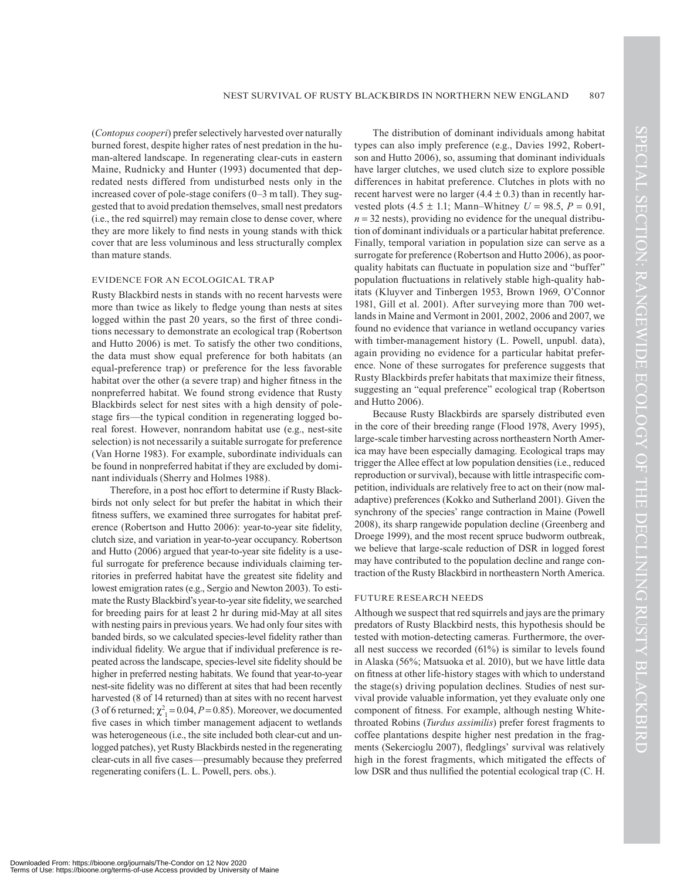(*Contopus cooperi*) prefer selectively harvested over naturally burned forest, despite higher rates of nest predation in the human-altered landscape. In regenerating clear-cuts in eastern Maine, Rudnicky and Hunter (1993) documented that depredated nests differed from undisturbed nests only in the increased cover of pole-stage conifers (0–3 m tall). They suggested that to avoid predation themselves, small nest predators (i.e., the red squirrel) may remain close to dense cover, where they are more likely to find nests in young stands with thick cover that are less voluminous and less structurally complex than mature stands.

### EVIDENCE FOR AN ECOLOGICAL TRAP

Rusty Blackbird nests in stands with no recent harvests were more than twice as likely to fledge young than nests at sites logged within the past 20 years, so the first of three conditions necessary to demonstrate an ecological trap (Robertson and Hutto 2006) is met. To satisfy the other two conditions, the data must show equal preference for both habitats (an equal-preference trap) or preference for the less favorable habitat over the other (a severe trap) and higher fitness in the nonpreferred habitat. We found strong evidence that Rusty Blackbirds select for nest sites with a high density of pole-stage firs—the typical condition in regenerating logged boreal forest. However, nonrandom habitat use (e.g., nest-site selection) is not necessarily a suitable surrogate for preference (Van Horne 1983). For example, subordinate individuals can be found in nonpreferred habitat if they are excluded by dominant individuals (Sherry and Holmes 1988).

Therefore, in a post hoc effort to determine if Rusty Blackbirds not only select for but prefer the habitat in which their fitness suffers, we examined three surrogates for habitat preference (Robertson and Hutto 2006): year-to-year site fidelity, clutch size, and variation in year-to-year occupancy. Robertson and Hutto (2006) argued that year-to-year site fidelity is a useful surrogate for preference because individuals claiming territories in preferred habitat have the greatest site fidelity and lowest emigration rates (e.g., Sergio and Newton 2003). To estimate the Rusty Blackbird's year-to-year site fidelity, we searched for breeding pairs for at least 2 hr during mid-May at all sites with nesting pairs in previous years. We had only four sites with banded birds, so we calculated species-level fidelity rather than individual fidelity. We argue that if individual preference is repeated across the landscape, species-level site fidelity should be higher in preferred nesting habitats. We found that year-to-year nest-site fidelity was no different at sites that had been recently harvested (8 of 14 returned) than at sites with no recent harvest (3 of 6 returned; $\chi^2_1 = 0.04$, $P = 0.85$). Moreover, we documented five cases in which timber management adjacent to wetlands was heterogeneous (i.e., the site included both clear-cut and unlogged patches), yet Rusty Blackbirds nested in the regenerating clear-cuts in all five cases—presumably because they preferred regenerating conifers (L. L. Powell, pers. obs.).

The distribution of dominant individuals among habitat types can also imply preference (e.g., Davies 1992, Robertson and Hutto 2006), so, assuming that dominant individuals have larger clutches, we used clutch size to explore possible differences in habitat preference. Clutches in plots with no recent harvest were no larger ($4.4 \pm 0.3$) than in recently harvested plots ($4.5 \pm 1.1$; Mann–Whitney $U = 98.5$, $P = 0.91$, $n = 32$ nests), providing no evidence for the unequal distribution of dominant individuals or a particular habitat preference. Finally, temporal variation in population size can serve as a surrogate for preference (Robertson and Hutto 2006), as poor-quality habitats can fluctuate in population size and "buffer" population fluctuations in relatively stable high-quality habitats (Kluyver and Tinbergen 1953, Brown 1969, O'Connor 1981, Gill et al. 2001). After surveying more than 700 wetlands in Maine and Vermont in 2001, 2002, 2006 and 2007, we found no evidence that variance in wetland occupancy varies with timber-management history (L. Powell, unpubl. data), again providing no evidence for a particular habitat preference. None of these surrogates for preference suggests that Rusty Blackbirds prefer habitats that maximize their fitness, suggesting an "equal preference" ecological trap (Robertson and Hutto 2006).

Because Rusty Blackbirds are sparsely distributed even in the core of their breeding range (Flood 1978, Avery 1995), large-scale timber harvesting across northeastern North America may have been especially damaging. Ecological traps may trigger the Allee effect at low population densities (i.e., reduced reproduction or survival), because with little intraspecific competition, individuals are relatively free to act on their (now maladaptive) preferences (Kokko and Sutherland 2001). Given the synchrony of the species' range contraction in Maine (Powell 2008), its sharp rangewide population decline (Greenberg and Droege 1999), and the most recent spruce budworm outbreak, we believe that large-scale reduction of DSR in logged forest may have contributed to the population decline and range contraction of the Rusty Blackbird in northeastern North America.

### FUTURE RESEARCH NEEDS

Although we suspect that red squirrels and jays are the primary predators of Rusty Blackbird nests, this hypothesis should be tested with motion-detecting cameras. Furthermore, the overall nest success we recorded (61%) is similar to levels found in Alaska (56%; Matsuoka et al. 2010), but we have little data on fitness at other life-history stages with which to understand the stage(s) driving population declines. Studies of nest survival provide valuable information, yet they evaluate only one component of fitness. For example, although nesting White-throated Robins (*Turdus assimilis*) prefer forest fragments to coffee plantations despite higher nest predation in the fragments (Sekercioglu 2007), fledglings' survival was relatively high in the forest fragments, which mitigated the effects of low DSR and thus nullified the potential ecological trap (C. H.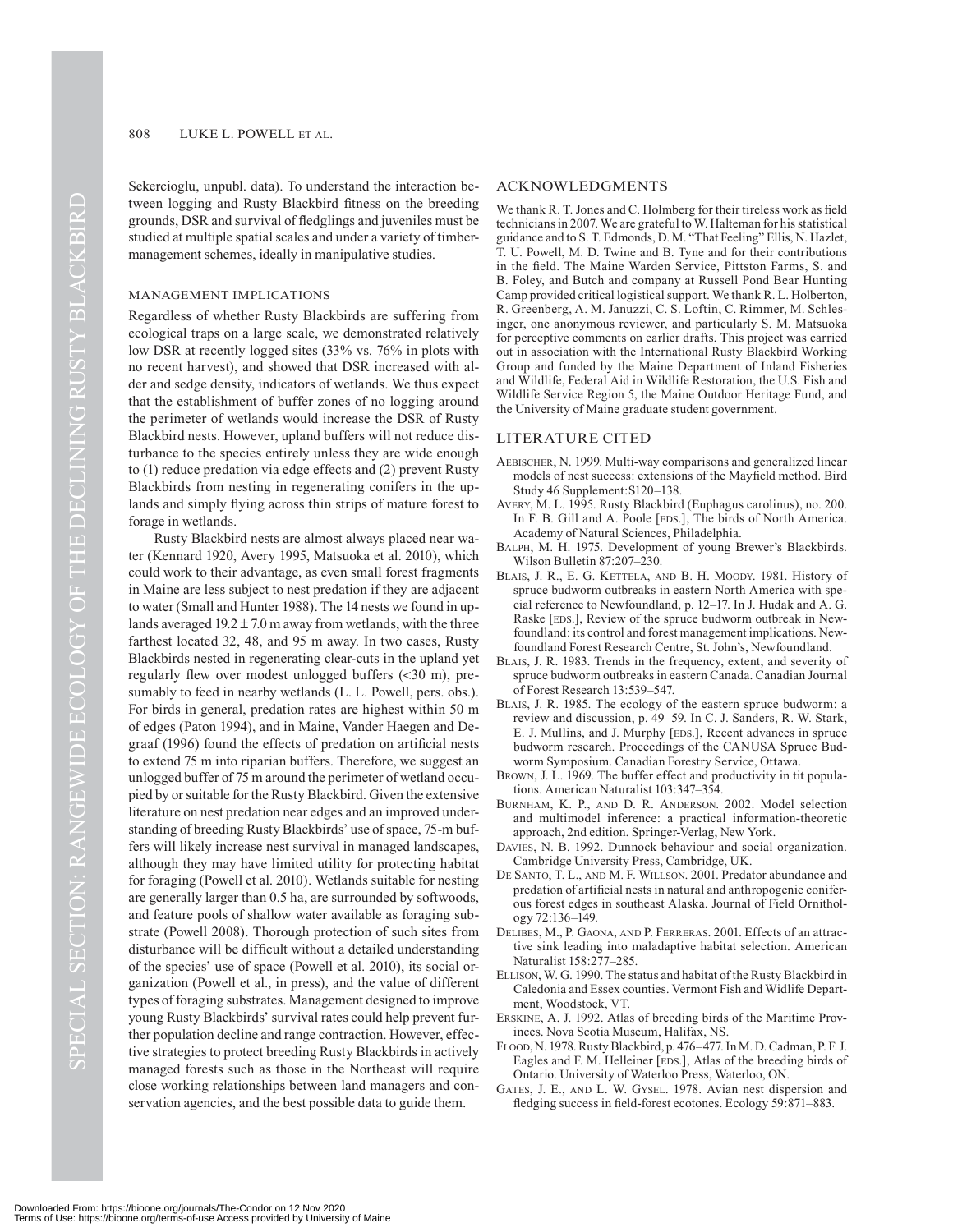Sekercioglu, unpubl. data). To understand the interaction between logging and Rusty Blackbird fitness on the breeding grounds, DSR and survival of fledglings and juveniles must be studied at multiple spatial scales and under a variety of timber-management schemes, ideally in manipulative studies.

## MANAGEMENT IMPLICATIONS

Regardless of whether Rusty Blackbirds are suffering from ecological traps on a large scale, we demonstrated relatively low DSR at recently logged sites (33% vs. 76% in plots with no recent harvest), and showed that DSR increased with alder and sedge density, indicators of wetlands. We thus expect that the establishment of buffer zones of no logging around the perimeter of wetlands would increase the DSR of Rusty Blackbird nests. However, upland buffers will not reduce disturbance to the species entirely unless they are wide enough to (1) reduce predation via edge effects and (2) prevent Rusty Blackbirds from nesting in regenerating conifers in the uplands and simply flying across thin strips of mature forest to forage in wetlands.

Rusty Blackbird nests are almost always placed near water (Kennard 1920, Avery 1995, Matsuoka et al. 2010), which could work to their advantage, as even small forest fragments in Maine are less subject to nest predation if they are adjacent to water (Small and Hunter 1988). The 14 nests we found in uplands averaged $19.2 \pm 7.0$ m away from wetlands, with the three farthest located 32, 48, and 95 m away. In two cases, Rusty Blackbirds nested in regenerating clear-cuts in the upland yet regularly flew over modest unlogged buffers (<30 m), presumably to feed in nearby wetlands (L. L. Powell, pers. obs.). For birds in general, predation rates are highest within 50 m of edges (Paton 1994), and in Maine, Vander Haegen and Degraaf (1996) found the effects of predation on artificial nests to extend 75 m into riparian buffers. Therefore, we suggest an unlogged buffer of 75 m around the perimeter of wetland occupied by or suitable for the Rusty Blackbird. Given the extensive literature on nest predation near edges and an improved understanding of breeding Rusty Blackbirds' use of space, 75-m buffers will likely increase nest survival in managed landscapes, although they may have limited utility for protecting habitat for foraging (Powell et al. 2010). Wetlands suitable for nesting are generally larger than 0.5 ha, are surrounded by softwoods, and feature pools of shallow water available as foraging substrate (Powell 2008). Thorough protection of such sites from disturbance will be difficult without a detailed understanding of the species' use of space (Powell et al. 2010), its social organization (Powell et al., in press), and the value of different types of foraging substrates. Management designed to improve young Rusty Blackbirds' survival rates could help prevent further population decline and range contraction. However, effective strategies to protect breeding Rusty Blackbirds in actively managed forests such as those in the Northeast will require close working relationships between land managers and conservation agencies, and the best possible data to guide them.

## ACKNOWLEDGMENTS

We thank R. T. Jones and C. Holmberg for their tireless work as field technicians in 2007. We are grateful to W. Halteman for his statistical guidance and to S. T. Edmonds, D. M. "That Feeling" Ellis, N. Hazlet, T. U. Powell, M. D. Twine and B. Tyne and for their contributions in the field. The Maine Warden Service, Pittston Farms, S. and B. Foley, and Butch and company at Russell Pond Bear Hunting Camp provided critical logistical support. We thank R. L. Holberton, R. Greenberg, A. M. Januzzi, C. S. Loftin, C. Rimmer, M. Schlesinger, one anonymous reviewer, and particularly S. M. Matsuoka for perceptive comments on earlier drafts. This project was carried out in association with the International Rusty Blackbird Working Group and funded by the Maine Department of Inland Fisheries and Wildlife, Federal Aid in Wildlife Restoration, the U.S. Fish and Wildlife Service Region 5, the Maine Outdoor Heritage Fund, and the University of Maine graduate student government.

## LITERATURE CITED

Aebischer, N. 1999. Multi-way comparisons and generalized linear models of nest success: extensions of the Mayfield method. Bird Study 46 Supplement:S120–138.

Avery, M. L. 1995. Rusty Blackbird (Euphagus carolinus), no. 200. In F. B. Gill and A. Poole [eds.], The birds of North America. Academy of Natural Sciences, Philadelphia.

Balph, M. H. 1975. Development of young Brewer's Blackbirds. Wilson Bulletin 87:207–230.

Blais, J. R., E. G. Kettela, and B. H. Moody. 1981. History of spruce budworm outbreaks in eastern North America with special reference to Newfoundland, p. 12–17. In J. Hudak and A. G. Raske [eds.], Review of the spruce budworm outbreak in Newfoundland: its control and forest management implications. Newfoundland Forest Research Centre, St. John's, Newfoundland.

Blais, J. R. 1983. Trends in the frequency, extent, and severity of spruce budworm outbreaks in eastern Canada. Canadian Journal of Forest Research 13:539–547.

Blais, J. R. 1985. The ecology of the eastern spruce budworm: a review and discussion, p. 49–59. In C. J. Sanders, R. W. Stark, E. J. Mullins, and J. Murphy [eds.], Recent advances in spruce budworm research. Proceedings of the CANUSA Spruce Budworm Symposium. Canadian Forestry Service, Ottawa.

Brown, J. L. 1969. The buffer effect and productivity in tit populations. American Naturalist 103:347–354.

Burnham, K. P., and D. R. Anderson. 2002. Model selection and multimodel inference: a practical information-theoretic approach, 2nd edition. Springer-Verlag, New York.

Davies, N. B. 1992. Dunnock behaviour and social organization. Cambridge University Press, Cambridge, UK.

De Santo, T. L., and M. F. Willson. 2001. Predator abundance and predation of artificial nests in natural and anthropogenic coniferous forest edges in southeast Alaska. Journal of Field Ornithology 72:136–149.

Delibes, M., P. Gaona, and P. Ferreras. 2001. Effects of an attractive sink leading into maladaptive habitat selection. American Naturalist 158:277–285.

Ellison, W. G. 1990. The status and habitat of the Rusty Blackbird in Caledonia and Essex counties. Vermont Fish and Widlife Department, Woodstock, VT.

Erskine, A. J. 1992. Atlas of breeding birds of the Maritime Provinces. Nova Scotia Museum, Halifax, NS.

Flood, N. 1978. Rusty Blackbird, p. 476–477. In M. D. Cadman, P. F. J. Eagles and F. M. Helleiner [eds.], Atlas of the breeding birds of Ontario. University of Waterloo Press, Waterloo, ON.

Gates, J. E., and L. W. Gysel. 1978. Avian nest dispersion and fledging success in field-forest ecotones. Ecology 59:871–883.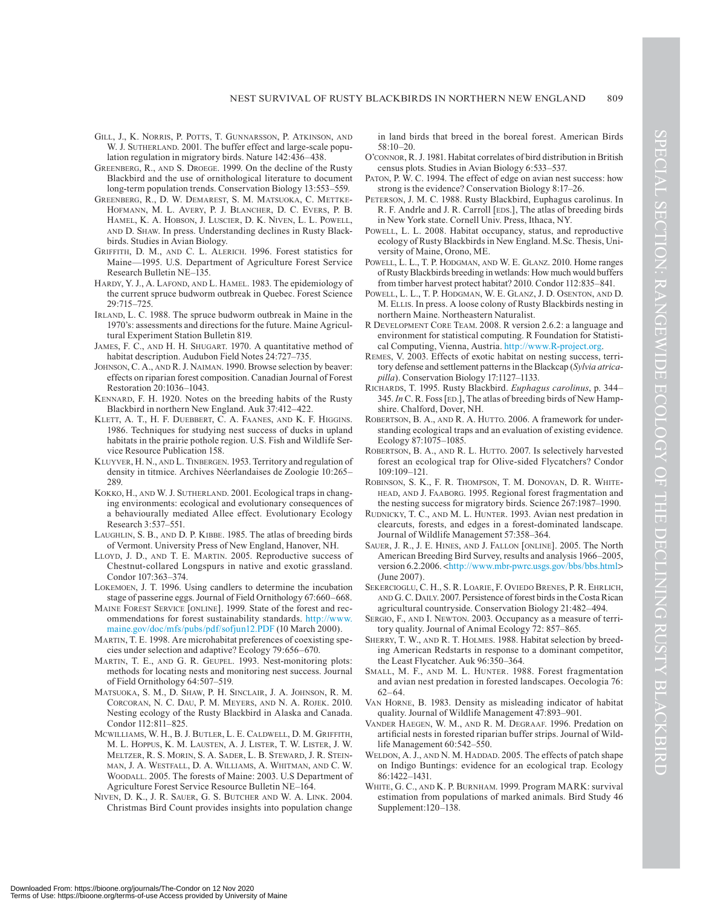Gill, J., K. Norris, P. Potts, T. Gunnarsson, P. Atkinson, and W. J. Sutherland. 2001. The buffer effect and large-scale population regulation in migratory birds. Nature 142:436–438.

Greenberg, R., and S. Droege. 1999. On the decline of the Rusty Blackbird and the use of ornithological literature to document long-term population trends. Conservation Biology 13:553–559.

Greenberg, R., D. W. Demarest, S. M. Matsuoka, C. Mettke-Hofmann, M. L. Avery, P. J. Blancher, D. C. Evers, P. B. Hamel, K. A. Hobson, J. Luscier, D. K. Niven, L. L. Powell, and D. Shaw. In press. Understanding declines in Rusty Blackbirds. Studies in Avian Biology.

Griffith, D. M., and C. L. Alerich. 1996. Forest statistics for Maine—1995. U.S. Department of Agriculture Forest Service Research Bulletin NE–135.

Hardy, Y. J., A. Lafond, and L. Hamel. 1983. The epidemiology of the current spruce budworm outbreak in Quebec. Forest Science 29:715–725.

Irland, L. C. 1988. The spruce budworm outbreak in Maine in the 1970's: assessments and directions for the future. Maine Agricultural Experiment Station Bulletin 819.

James, F. C., and H. H. Shugart. 1970. A quantitative method of habitat description. Audubon Field Notes 24:727–735.

Johnson, C. A., and R. J. Naiman. 1990. Browse selection by beaver: effects on riparian forest composition. Canadian Journal of Forest Restoration 20:1036–1043.

Kennard, F. H. 1920. Notes on the breeding habits of the Rusty Blackbird in northern New England. Auk 37:412–422.

Klett, A. T., H. F. Duebbert, C. A. Faanes, and K. F. Higgins. 1986. Techniques for studying nest success of ducks in upland habitats in the prairie pothole region. U.S. Fish and Wildlife Service Resource Publication 158.

Kluyver, H. N., and L. Tinbergen. 1953. Territory and regulation of density in titmice. Archives Néerlandaises de Zoologie 10:265–289.

Kokko, H., and W. J. Sutherland. 2001. Ecological traps in changing environments: ecological and evolutionary consequences of a behaviourally mediated Allee effect. Evolutionary Ecology Research 3:537–551.

Laughlin, S. B., and D. P. Kibbe. 1985. The atlas of breeding birds of Vermont. University Press of New England, Hanover, NH.

Lloyd, J. D., and T. E. Martin. 2005. Reproductive success of Chestnut-collared Longspurs in native and exotic grassland. Condor 107:363–374.

Lokemoen, J. T. 1996. Using candlers to determine the incubation stage of passerine eggs. Journal of Field Ornithology 67:660–668.

Maine Forest Service [online]. 1999. State of the forest and recommendations for forest sustainability standards. http://www.maine.gov/doc/mfs/pubs/pdf/sofjun12.PDF (10 March 2000).

Martin, T. E. 1998. Are microhabitat preferences of coexisting species under selection and adaptive? Ecology 79:656–670.

Martin, T. E., and G. R. Geupel. 1993. Nest-monitoring plots: methods for locating nests and monitoring nest success. Journal of Field Ornithology 64:507–519.

Matsuoka, S. M., D. Shaw, P. H. Sinclair, J. A. Johnson, R. M. Corcoran, N. C. Dau, P. M. Meyers, and N. A. Rojek. 2010. Nesting ecology of the Rusty Blackbird in Alaska and Canada. Condor 112:811–825.

McWilliams, W. H., B. J. Butler, L. E. Caldwell, D. M. Griffith, M. L. Hoppus, K. M. Lausten, A. J. Lister, T. W. Lister, J. W. Meltzer, R. S. Morin, S. A. Sader, L. B. Steward, J. R. Steinman, J. A. Westfall, D. A. Williams, A. Whitman, and C. W. Woodall. 2005. The forests of Maine: 2003. U.S Department of Agriculture Forest Service Resource Bulletin NE–164.

Niven, D. K., J. R. Sauer, G. S. Butcher and W. A. Link. 2004. Christmas Bird Count provides insights into population change in land birds that breed in the boreal forest. American Birds 58:10–20.

O'Connor, R. J. 1981. Habitat correlates of bird distribution in British census plots. Studies in Avian Biology 6:533–537.

Paton, P. W. C. 1994. The effect of edge on avian nest success: how strong is the evidence? Conservation Biology 8:17–26.

Peterson, J. M. C. 1988. Rusty Blackbird, Euphagus carolinus. In R. F. Andrle and J. R. Carroll [eds.], The atlas of breeding birds in New York state. Cornell Univ. Press, Ithaca, NY.

Powell, L. L. 2008. Habitat occupancy, status, and reproductive ecology of Rusty Blackbirds in New England. M.Sc. Thesis, University of Maine, Orono, ME.

Powell, L. L., T. P. Hodgman, and W. E. Glanz. 2010. Home ranges of Rusty Blackbirds breeding in wetlands: How much would buffers from timber harvest protect habitat? 2010. Condor 112:835–841.

Powell, L. L., T. P. Hodgman, W. E. Glanz, J. D. Osenton, and D. M. Ellis. In press. A loose colony of Rusty Blackbirds nesting in northern Maine. Northeastern Naturalist.

R Development Core Team. 2008. R version 2.6.2: a language and environment for statistical computing. R Foundation for Statistical Computing, Vienna, Austria. http://www.R-project.org.

Remes, V. 2003. Effects of exotic habitat on nesting success, territory defense and settlement patterns in the Blackcap (*Sylvia atricapilla*). Conservation Biology 17:1127–1133.

Richards, T. 1995. Rusty Blackbird. *Euphagus carolinus*, p. 344–345. *In* C. R. Foss [ed.], The atlas of breeding birds of New Hampshire. Chalford, Dover, NH.

Robertson, B. A., and R. A. Hutto. 2006. A framework for understanding ecological traps and an evaluation of existing evidence. Ecology 87:1075–1085.

Robertson, B. A., and R. L. Hutto. 2007. Is selectively harvested forest an ecological trap for Olive-sided Flycatchers? Condor 109:109–121.

Robinson, S. K., F. R. Thompson, T. M. Donovan, D. R. Whitehead, and J. Faaborg. 1995. Regional forest fragmentation and the nesting success for migratory birds. Science 267:1987–1990.

Rudnicky, T. C., and M. L. Hunter. 1993. Avian nest predation in clearcuts, forests, and edges in a forest-dominated landscape. Journal of Wildlife Management 57:358–364.

Sauer, J. R., J. E. Hines, and J. Fallon [online]. 2005. The North American Breeding Bird Survey, results and analysis 1966–2005, version 6.2.2006. <http://www.mbr-pwrc.usgs.gov/bbs/bbs.html> (June 2007).

Sekercioglu, C. H., S. R. Loarie, F. Oviedo Brenes, P. R. Ehrlich, and G. C. Daily. 2007. Persistence of forest birds in the Costa Rican agricultural countryside. Conservation Biology 21:482–494.

Sergio, F., and I. Newton. 2003. Occupancy as a measure of territory quality. Journal of Animal Ecology 72: 857–865.

Sherry, T. W., and R. T. Holmes. 1988. Habitat selection by breeding American Redstarts in response to a dominant competitor, the Least Flycatcher. Auk 96:350–364.

Small, M. F., and M. L. Hunter. 1988. Forest fragmentation and avian nest predation in forested landscapes. Oecologia 76: 62–64.

Van Horne, B. 1983. Density as misleading indicator of habitat quality. Journal of Wildlife Management 47:893–901.

Vander Haegen, W. M., and R. M. Degraaf. 1996. Predation on artificial nests in forested riparian buffer strips. Journal of Wildlife Management 60:542–550.

Weldon, A. J., and N. M. Haddad. 2005. The effects of patch shape on Indigo Buntings: evidence for an ecological trap. Ecology 86:1422–1431.

White, G. C., and K. P. Burnham. 1999. Program MARK: survival estimation from populations of marked animals. Bird Study 46 Supplement:120–138.